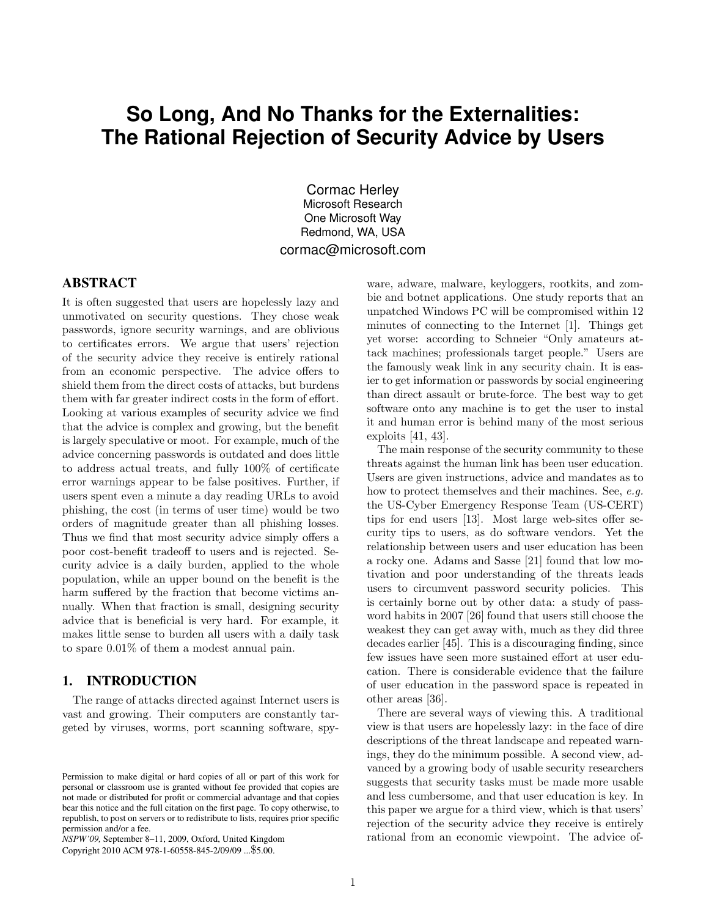# So Long, And No Thanks for the Externalities: The Rational Rejection of Security Advice by Users

Cormac Herley
Microsoft Research
One Microsoft Way
Redmond, WA, USA
cormac@microsoft.com

## ABSTRACT

It is often suggested that users are hopelessly lazy and unmotivated on security questions. They chose weak passwords, ignore security warnings, and are oblivious to certificates errors. We argue that users' rejection of the security advice they receive is entirely rational from an economic perspective. The advice offers to shield them from the direct costs of attacks, but burdens them with far greater indirect costs in the form of effort. Looking at various examples of security advice we find that the advice is complex and growing, but the benefit is largely speculative or moot. For example, much of the advice concerning passwords is outdated and does little to address actual treats, and fully 100% of certificate error warnings appear to be false positives. Further, if users spent even a minute a day reading URLs to avoid phishing, the cost (in terms of user time) would be two orders of magnitude greater than all phishing losses. Thus we find that most security advice simply offers a poor cost-benefit tradeoff to users and is rejected. Security advice is a daily burden, applied to the whole population, while an upper bound on the benefit is the harm suffered by the fraction that become victims annually. When that fraction is small, designing security advice that is beneficial is very hard. For example, it makes little sense to burden all users with a daily task to spare 0.01% of them a modest annual pain.

## 1. INTRODUCTION

The range of attacks directed against Internet users is vast and growing. Their computers are constantly targeted by viruses, worms, port scanning software, spyware, adware, malware, keyloggers, rootkits, and zombie and botnet applications. One study reports that an unpatched Windows PC will be compromised within 12 minutes of connecting to the Internet [1]. Things get yet worse: according to Schneier "Only amateurs attack machines; professionals target people." Users are the famously weak link in any security chain. It is easier to get information or passwords by social engineering than direct assault or brute-force. The best way to get software onto any machine is to get the user to instal it and human error is behind many of the most serious exploits [41, 43].

The main response of the security community to these threats against the human link has been user education. Users are given instructions, advice and mandates as to how to protect themselves and their machines. See, *e.g.* the US-Cyber Emergency Response Team (US-CERT) tips for end users [13]. Most large web-sites offer security tips to users, as do software vendors. Yet the relationship between users and user education has been a rocky one. Adams and Sasse [21] found that low motivation and poor understanding of the threats leads users to circumvent password security policies. This is certainly borne out by other data: a study of password habits in 2007 [26] found that users still choose the weakest they can get away with, much as they did three decades earlier [45]. This is a discouraging finding, since few issues have seen more sustained effort at user education. There is considerable evidence that the failure of user education in the password space is repeated in other areas [36].

There are several ways of viewing this. A traditional view is that users are hopelessly lazy: in the face of dire descriptions of the threat landscape and repeated warnings, they do the minimum possible. A second view, advanced by a growing body of usable security researchers suggests that security tasks must be made more usable and less cumbersome, and that user education is key. In this paper we argue for a third view, which is that users' rejection of the security advice they receive is entirely rational from an economic viewpoint. The advice of-

Permission to make digital or hard copies of all or part of this work for personal or classroom use is granted without fee provided that copies are not made or distributed for profit or commercial advantage and that copies bear this notice and the full citation on the first page. To copy otherwise, to republish, to post on servers or to redistribute to lists, requires prior specific permission and/or a fee.
*NSPW'09,* September 8–11, 2009, Oxford, United Kingdom
Copyright 2010 ACM 978-1-60558-845-2/09/09 ...$5.00.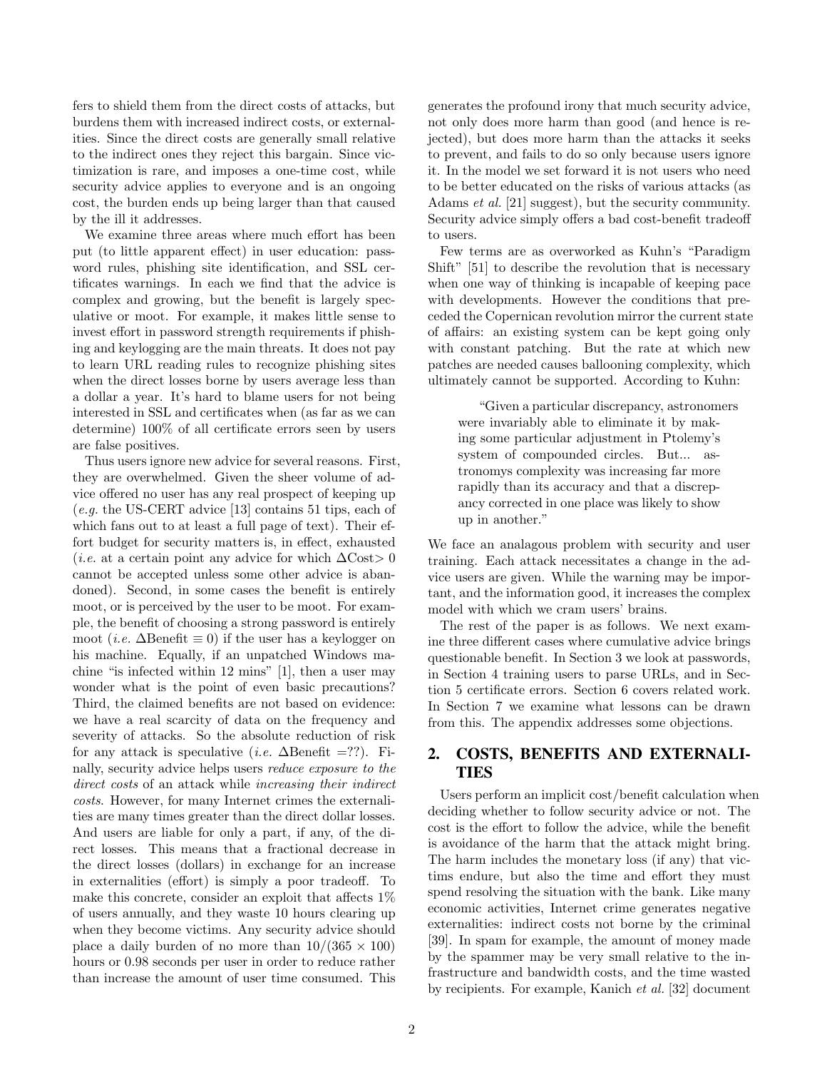fers to shield them from the direct costs of attacks, but burdens them with increased indirect costs, or externalities. Since the direct costs are generally small relative to the indirect ones they reject this bargain. Since victimization is rare, and imposes a one-time cost, while security advice applies to everyone and is an ongoing cost, the burden ends up being larger than that caused by the ill it addresses.

We examine three areas where much effort has been put (to little apparent effect) in user education: password rules, phishing site identification, and SSL certificates warnings. In each we find that the advice is complex and growing, but the benefit is largely speculative or moot. For example, it makes little sense to invest effort in password strength requirements if phishing and keylogging are the main threats. It does not pay to learn URL reading rules to recognize phishing sites when the direct losses borne by users average less than a dollar a year. It's hard to blame users for not being interested in SSL and certificates when (as far as we can determine) 100% of all certificate errors seen by users are false positives.

Thus users ignore new advice for several reasons. First, they are overwhelmed. Given the sheer volume of advice offered no user has any real prospect of keeping up (*e.g.* the US-CERT advice [13] contains 51 tips, each of which fans out to at least a full page of text). Their effort budget for security matters is, in effect, exhausted (*i.e.* at a certain point any advice for which $\Delta\text{Cost} > 0$ cannot be accepted unless some other advice is abandoned). Second, in some cases the benefit is entirely moot, or is perceived by the user to be moot. For example, the benefit of choosing a strong password is entirely moot (*i.e.* $\Delta\text{Benefit} \equiv 0$) if the user has a keylogger on his machine. Equally, if an unpatched Windows machine "is infected within 12 mins" [1], then a user may wonder what is the point of even basic precautions? Third, the claimed benefits are not based on evidence: we have a real scarcity of data on the frequency and severity of attacks. So the absolute reduction of risk for any attack is speculative (*i.e.* $\Delta\text{Benefit} = ??$). Finally, security advice helps users *reduce exposure to the direct costs* of an attack while *increasing their indirect costs*. However, for many Internet crimes the externalities are many times greater than the direct dollar losses. And users are liable for only a part, if any, of the direct losses. This means that a fractional decrease in the direct losses (dollars) in exchange for an increase in externalities (effort) is simply a poor tradeoff. To make this concrete, consider an exploit that affects 1% of users annually, and they waste 10 hours clearing up when they become victims. Any security advice should place a daily burden of no more than $10/(365 \times 100)$ hours or 0.98 seconds per user in order to reduce rather than increase the amount of user time consumed. This generates the profound irony that much security advice, not only does more harm than good (and hence is rejected), but does more harm than the attacks it seeks to prevent, and fails to do so only because users ignore it. In the model we set forward it is not users who need to be better educated on the risks of various attacks (as Adams *et al.* [21] suggest), but the security community. Security advice simply offers a bad cost-benefit tradeoff to users.

Few terms are as overworked as Kuhn's "Paradigm Shift" [51] to describe the revolution that is necessary when one way of thinking is incapable of keeping pace with developments. However the conditions that preceded the Copernican revolution mirror the current state of affairs: an existing system can be kept going only with constant patching. But the rate at which new patches are needed causes ballooning complexity, which ultimately cannot be supported. According to Kuhn:

> "Given a particular discrepancy, astronomers were invariably able to eliminate it by making some particular adjustment in Ptolemy's system of compounded circles. But... astronomys complexity was increasing far more rapidly than its accuracy and that a discrepancy corrected in one place was likely to show up in another."

We face an analagous problem with security and user training. Each attack necessitates a change in the advice users are given. While the warning may be important, and the information good, it increases the complex model with which we cram users' brains.

The rest of the paper is as follows. We next examine three different cases where cumulative advice brings questionable benefit. In Section 3 we look at passwords, in Section 4 training users to parse URLs, and in Section 5 certificate errors. Section 6 covers related work. In Section 7 we examine what lessons can be drawn from this. The appendix addresses some objections.

## 2. COSTS, BENEFITS AND EXTERNALITIES

Users perform an implicit cost/benefit calculation when deciding whether to follow security advice or not. The cost is the effort to follow the advice, while the benefit is avoidance of the harm that the attack might bring. The harm includes the monetary loss (if any) that victims endure, but also the time and effort they must spend resolving the situation with the bank. Like many economic activities, Internet crime generates negative externalities: indirect costs not borne by the criminal [39]. In spam for example, the amount of money made by the spammer may be very small relative to the infrastructure and bandwidth costs, and the time wasted by recipients. For example, Kanich *et al.* [32] document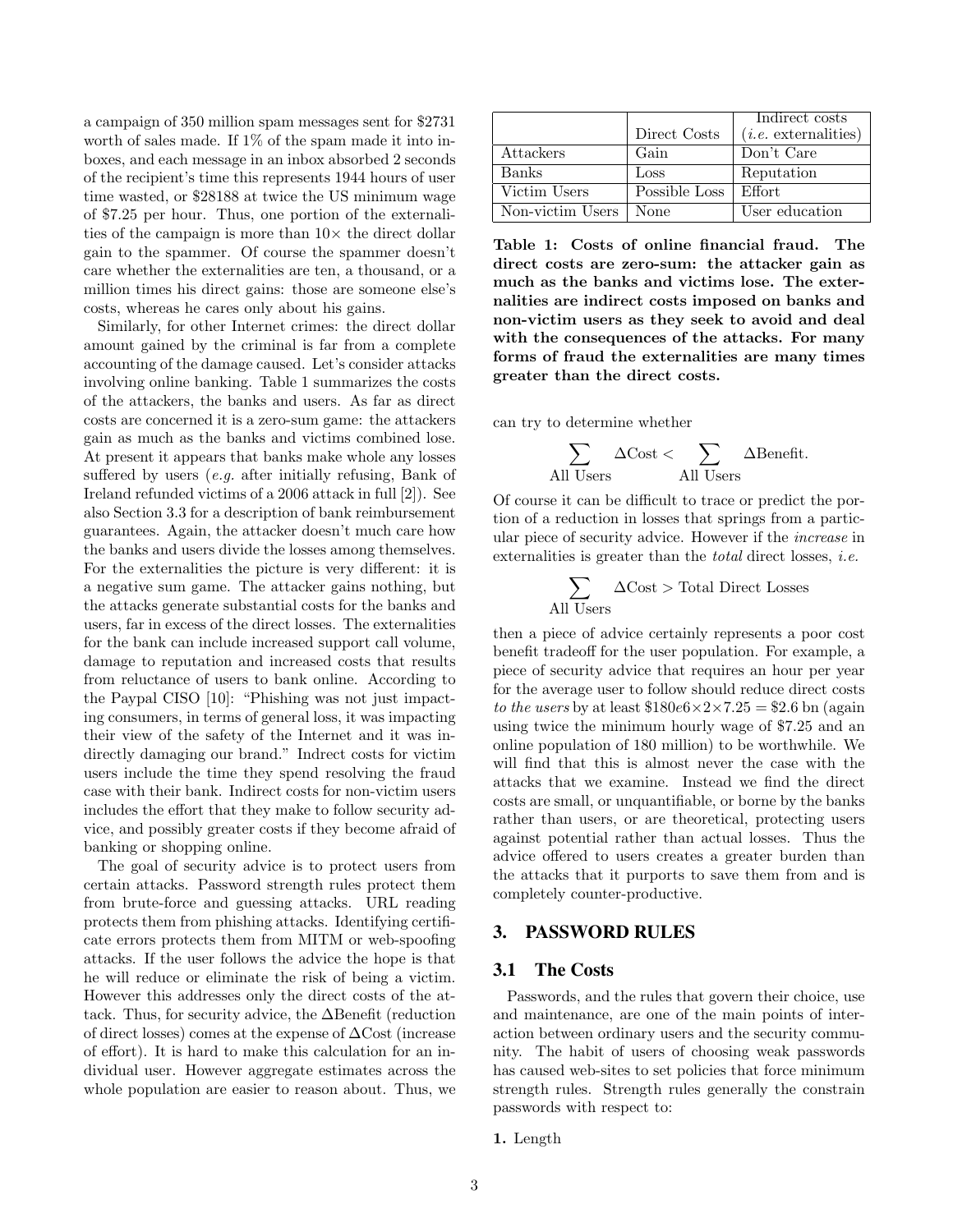a campaign of 350 million spam messages sent for $2731 worth of sales made. If 1% of the spam made it into inboxes, and each message in an inbox absorbed 2 seconds of the recipient's time this represents 1944 hours of user time wasted, or $28188 at twice the US minimum wage of $7.25 per hour. Thus, one portion of the externalities of the campaign is more than 10× the direct dollar gain to the spammer. Of course the spammer doesn't care whether the externalities are ten, a thousand, or a million times his direct gains: those are someone else's costs, whereas he cares only about his gains.

Similarly, for other Internet crimes: the direct dollar amount gained by the criminal is far from a complete accounting of the damage caused. Let's consider attacks involving online banking. Table 1 summarizes the costs of the attackers, the banks and users. As far as direct costs are concerned it is a zero-sum game: the attackers gain as much as the banks and victims combined lose. At present it appears that banks make whole any losses suffered by users (*e.g.* after initially refusing, Bank of Ireland refunded victims of a 2006 attack in full [2]). See also Section 3.3 for a description of bank reimbursement guarantees. Again, the attacker doesn't much care how the banks and users divide the losses among themselves. For the externalities the picture is very different: it is a negative sum game. The attacker gains nothing, but the attacks generate substantial costs for the banks and users, far in excess of the direct losses. The externalities for the bank can include increased support call volume, damage to reputation and increased costs that results from reluctance of users to bank online. According to the Paypal CISO [10]: "Phishing was not just impacting consumers, in terms of general loss, it was impacting their view of the safety of the Internet and it was indirectly damaging our brand." Indirect costs for victim users include the time they spend resolving the fraud case with their bank. Indirect costs for non-victim users includes the effort that they make to follow security advice, and possibly greater costs if they become afraid of banking or shopping online.

The goal of security advice is to protect users from certain attacks. Password strength rules protect them from brute-force and guessing attacks. URL reading protects them from phishing attacks. Identifying certificate errors protects them from MITM or web-spoofing attacks. If the user follows the advice the hope is that he will reduce or eliminate the risk of being a victim. However this addresses only the direct costs of the attack. Thus, for security advice, the ΔBenefit (reduction of direct losses) comes at the expense of ΔCost (increase of effort). It is hard to make this calculation for an individual user. However aggregate estimates across the whole population are easier to reason about. Thus, we can try to determine whether

$$\sum_{\text{All Users}} \Delta\text{Cost} < \sum_{\text{All Users}} \Delta\text{Benefit}.$$

| | Direct Costs | Indirect costs (*i.e.* externalities) |
|---|---|---|
| Attackers | Gain | Don't Care |
| Banks | Loss | Reputation |
| Victim Users | Possible Loss | Effort |
| Non-victim Users | None | User education |

**Table 1: Costs of online financial fraud. The direct costs are zero-sum: the attacker gain as much as the banks and victims lose. The externalities are indirect costs imposed on banks and non-victim users as they seek to avoid and deal with the consequences of the attacks. For many forms of fraud the externalities are many times greater than the direct costs.**

Of course it can be difficult to trace or predict the portion of a reduction in losses that springs from a particular piece of security advice. However if the *increase* in externalities is greater than the *total* direct losses, *i.e.*

$$\sum_{\text{All Users}} \Delta\text{Cost} > \text{Total Direct Losses}$$

then a piece of advice certainly represents a poor cost benefit tradeoff for the user population. For example, a piece of security advice that requires an hour per year for the average user to follow should reduce direct costs *to the users* by at least $\$180e6 \times 2 \times 7.25 = \$2.6$ bn (again using twice the minimum hourly wage of $7.25 and an online population of 180 million) to be worthwhile. We will find that this is almost never the case with the attacks that we examine. Instead we find the direct costs are small, or unquantifiable, or borne by the banks rather than users, or are theoretical, protecting users against potential rather than actual losses. Thus the advice offered to users creates a greater burden than the attacks that it purports to save them from and is completely counter-productive.

## 3. PASSWORD RULES

### 3.1 The Costs

Passwords, and the rules that govern their choice, use and maintenance, are one of the main points of interaction between ordinary users and the security community. The habit of users of choosing weak passwords has caused web-sites to set policies that force minimum strength rules. Strength rules generally the constrain passwords with respect to:

**1.** Length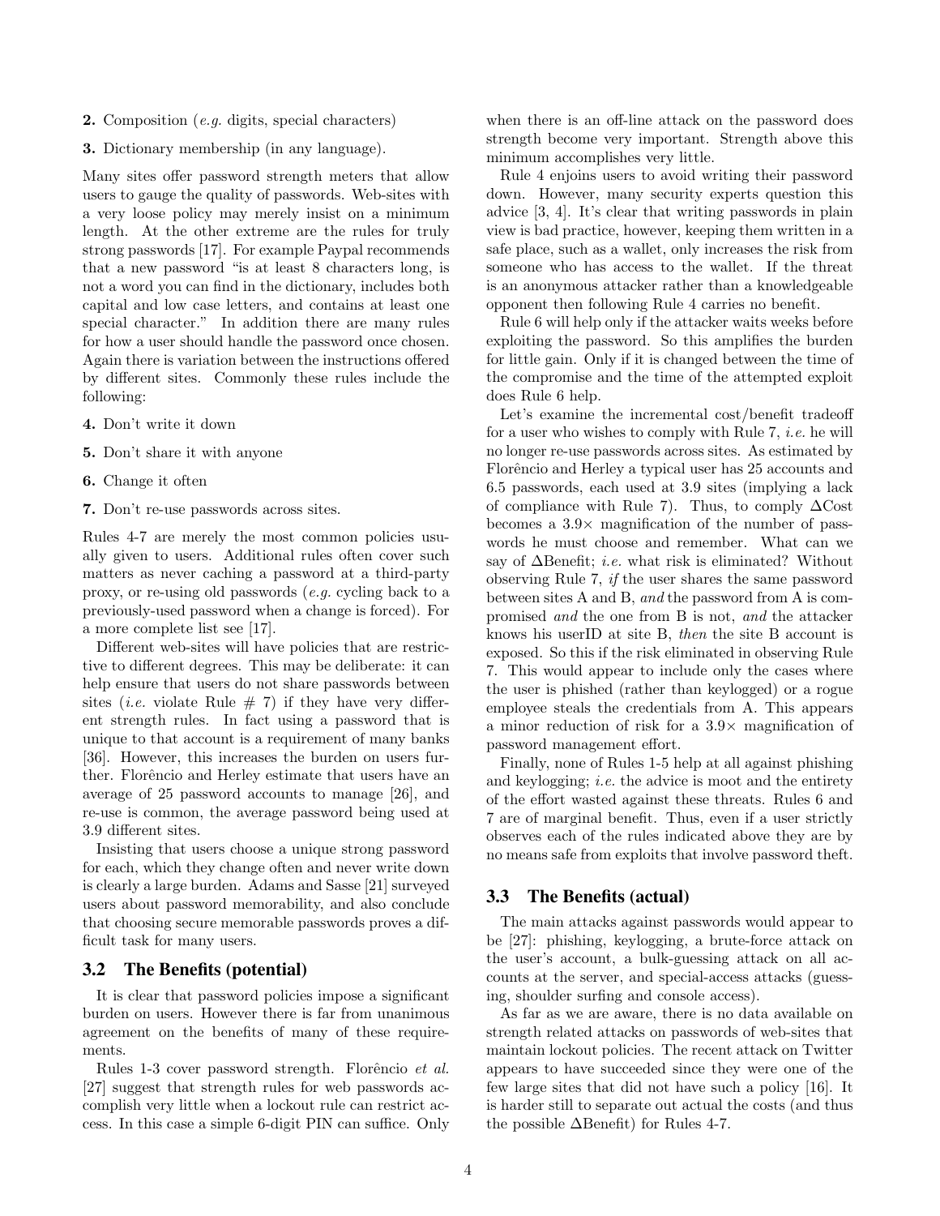**2.** Composition (*e.g.* digits, special characters)

**3.** Dictionary membership (in any language).

Many sites offer password strength meters that allow users to gauge the quality of passwords. Web-sites with a very loose policy may merely insist on a minimum length. At the other extreme are the rules for truly strong passwords [17]. For example Paypal recommends that a new password "is at least 8 characters long, is not a word you can find in the dictionary, includes both capital and low case letters, and contains at least one special character." In addition there are many rules for how a user should handle the password once chosen. Again there is variation between the instructions offered by different sites. Commonly these rules include the following:

**4.** Don't write it down

**5.** Don't share it with anyone

**6.** Change it often

**7.** Don't re-use passwords across sites.

Rules 4-7 are merely the most common policies usually given to users. Additional rules often cover such matters as never caching a password at a third-party proxy, or re-using old passwords (*e.g.* cycling back to a previously-used password when a change is forced). For a more complete list see [17].

Different web-sites will have policies that are restrictive to different degrees. This may be deliberate: it can help ensure that users do not share passwords between sites (*i.e.* violate Rule # 7) if they have very different strength rules. In fact using a password that is unique to that account is a requirement of many banks [36]. However, this increases the burden on users further. Florêncio and Herley estimate that users have an average of 25 password accounts to manage [26], and re-use is common, the average password being used at 3.9 different sites.

Insisting that users choose a unique strong password for each, which they change often and never write down is clearly a large burden. Adams and Sasse [21] surveyed users about password memorability, and also conclude that choosing secure memorable passwords proves a difficult task for many users.

### 3.2 The Benefits (potential)

It is clear that password policies impose a significant burden on users. However there is far from unanimous agreement on the benefits of many of these requirements.

Rules 1-3 cover password strength. Florêncio *et al.* [27] suggest that strength rules for web passwords accomplish very little when a lockout rule can restrict access. In this case a simple 6-digit PIN can suffice. Only when there is an off-line attack on the password does strength become very important. Strength above this minimum accomplishes very little.

Rule 4 enjoins users to avoid writing their password down. However, many security experts question this advice [3, 4]. It's clear that writing passwords in plain view is bad practice, however, keeping them written in a safe place, such as a wallet, only increases the risk from someone who has access to the wallet. If the threat is an anonymous attacker rather than a knowledgeable opponent then following Rule 4 carries no benefit.

Rule 6 will help only if the attacker waits weeks before exploiting the password. So this amplifies the burden for little gain. Only if it is changed between the time of the compromise and the time of the attempted exploit does Rule 6 help.

Let's examine the incremental cost/benefit tradeoff for a user who wishes to comply with Rule 7, *i.e.* he will no longer re-use passwords across sites. As estimated by Florêncio and Herley a typical user has 25 accounts and 6.5 passwords, each used at 3.9 sites (implying a lack of compliance with Rule 7). Thus, to comply $\Delta$Cost becomes a $3.9\times$ magnification of the number of passwords he must choose and remember. What can we say of $\Delta$Benefit; *i.e.* what risk is eliminated? Without observing Rule 7, *if* the user shares the same password between sites A and B, *and* the password from A is compromised *and* the one from B is not, *and* the attacker knows his userID at site B, *then* the site B account is exposed. So this if the risk eliminated in observing Rule 7. This would appear to include only the cases where the user is phished (rather than keylogged) or a rogue employee steals the credentials from A. This appears a minor reduction of risk for a $3.9\times$ magnification of password management effort.

Finally, none of Rules 1-5 help at all against phishing and keylogging; *i.e.* the advice is moot and the entirety of the effort wasted against these threats. Rules 6 and 7 are of marginal benefit. Thus, even if a user strictly observes each of the rules indicated above they are by no means safe from exploits that involve password theft.

### 3.3 The Benefits (actual)

The main attacks against passwords would appear to be [27]: phishing, keylogging, a brute-force attack on the user's account, a bulk-guessing attack on all accounts at the server, and special-access attacks (guessing, shoulder surfing and console access).

As far as we are aware, there is no data available on strength related attacks on passwords of web-sites that maintain lockout policies. The recent attack on Twitter appears to have succeeded since they were one of the few large sites that did not have such a policy [16]. It is harder still to separate out actual the costs (and thus the possible $\Delta$Benefit) for Rules 4-7.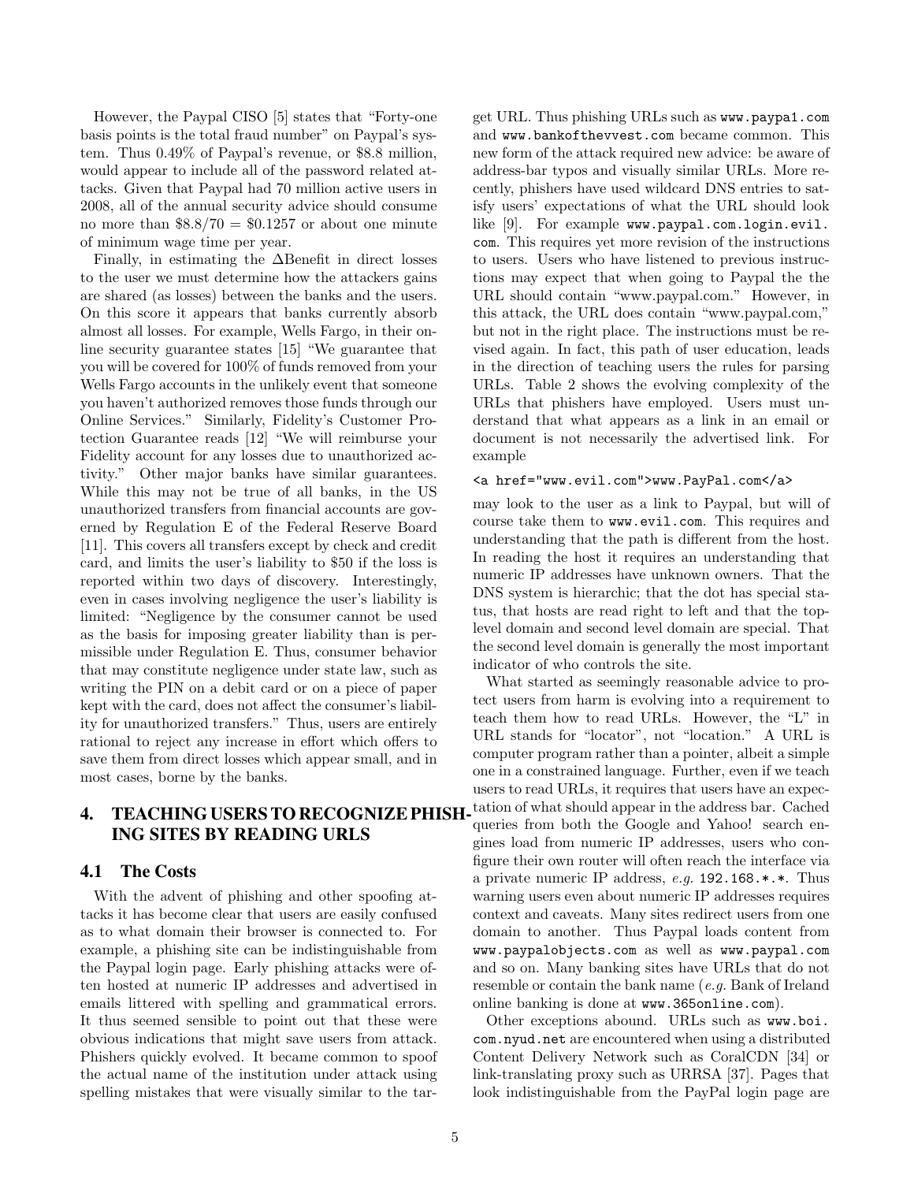However, the Paypal CISO [5] states that "Forty-one basis points is the total fraud number" on Paypal's system. Thus 0.49% of Paypal's revenue, or \$8.8 million, would appear to include all of the password related attacks. Given that Paypal had 70 million active users in 2008, all of the annual security advice should consume no more than $\$8.8/70 = \$0.1257$ or about one minute of minimum wage time per year.

Finally, in estimating the $\Delta$Benefit in direct losses to the user we must determine how the attackers gains are shared (as losses) between the banks and the users. On this score it appears that banks currently absorb almost all losses. For example, Wells Fargo, in their online security guarantee states [15] "We guarantee that you will be covered for 100% of funds removed from your Wells Fargo accounts in the unlikely event that someone you haven't authorized removes those funds through our Online Services." Similarly, Fidelity's Customer Protection Guarantee reads [12] "We will reimburse your Fidelity account for any losses due to unauthorized activity." Other major banks have similar guarantees. While this may not be true of all banks, in the US unauthorized transfers from financial accounts are governed by Regulation E of the Federal Reserve Board [11]. This covers all transfers except by check and credit card, and limits the user's liability to \$50 if the loss is reported within two days of discovery. Interestingly, even in cases involving negligence the user's liability is limited: "Negligence by the consumer cannot be used as the basis for imposing greater liability than is permissible under Regulation E. Thus, consumer behavior that may constitute negligence under state law, such as writing the PIN on a debit card or on a piece of paper kept with the card, does not affect the consumer's liability for unauthorized transfers." Thus, users are entirely rational to reject any increase in effort which offers to save them from direct losses which appear small, and in most cases, borne by the banks.

## 4. TEACHING USERS TO RECOGNIZE PHISHING SITES BY READING URLS

### 4.1 The Costs

With the advent of phishing and other spoofing attacks it has become clear that users are easily confused as to what domain their browser is connected to. For example, a phishing site can be indistinguishable from the Paypal login page. Early phishing attacks were often hosted at numeric IP addresses and advertised in emails littered with spelling and grammatical errors. It thus seemed sensible to point out that these were obvious indications that might save users from attack. Phishers quickly evolved. It became common to spoof the actual name of the institution under attack using spelling mistakes that were visually similar to the target URL. Thus phishing URLs such as `www.paypa1.com` and `www.bankofthevvest.com` became common. This new form of the attack required new advice: be aware of address-bar typos and visually similar URLs. More recently, phishers have used wildcard DNS entries to satisfy users' expectations of what the URL should look like [9]. For example `www.paypal.com.login.evil.com`. This requires yet more revision of the instructions to users. Users who have listened to previous instructions may expect that when going to Paypal the the URL should contain "www.paypal.com." However, in this attack, the URL does contain "www.paypal.com," but not in the right place. The instructions must be revised again. In fact, this path of user education, leads in the direction of teaching users the rules for parsing URLs. Table 2 shows the evolving complexity of the URLs that phishers have employed. Users must understand that what appears as a link in an email or document is not necessarily the advertised link. For example

```
<a href="www.evil.com">www.PayPal.com</a>
```

may look to the user as a link to Paypal, but will of course take them to `www.evil.com`. This requires and understanding that the path is different from the host. In reading the host it requires an understanding that numeric IP addresses have unknown owners. That the DNS system is hierarchic; that the dot has special status, that hosts are read right to left and that the top-level domain and second level domain are special. That the second level domain is generally the most important indicator of who controls the site.

What started as seemingly reasonable advice to protect users from harm is evolving into a requirement to teach them how to read URLs. However, the "L" in URL stands for "locator", not "location." A URL is computer program rather than a pointer, albeit a simple one in a constrained language. Further, even if we teach users to read URLs, it requires that users have an expectation of what should appear in the address bar. Cached queries from both the Google and Yahoo! search engines load from numeric IP addresses, users who configure their own router will often reach the interface via a private numeric IP address, *e.g.* `192.168.*.*`. Thus warning users even about numeric IP addresses requires context and caveats. Many sites redirect users from one domain to another. Thus Paypal loads content from `www.paypalobjects.com` as well as `www.paypal.com` and so on. Many banking sites have URLs that do not resemble or contain the bank name (*e.g.* Bank of Ireland online banking is done at `www.365online.com`).

Other exceptions abound. URLs such as `www.boi.com.nyud.net` are encountered when using a distributed Content Delivery Network such as CoralCDN [34] or link-translating proxy such as URRSA [37]. Pages that look indistinguishable from the PayPal login page are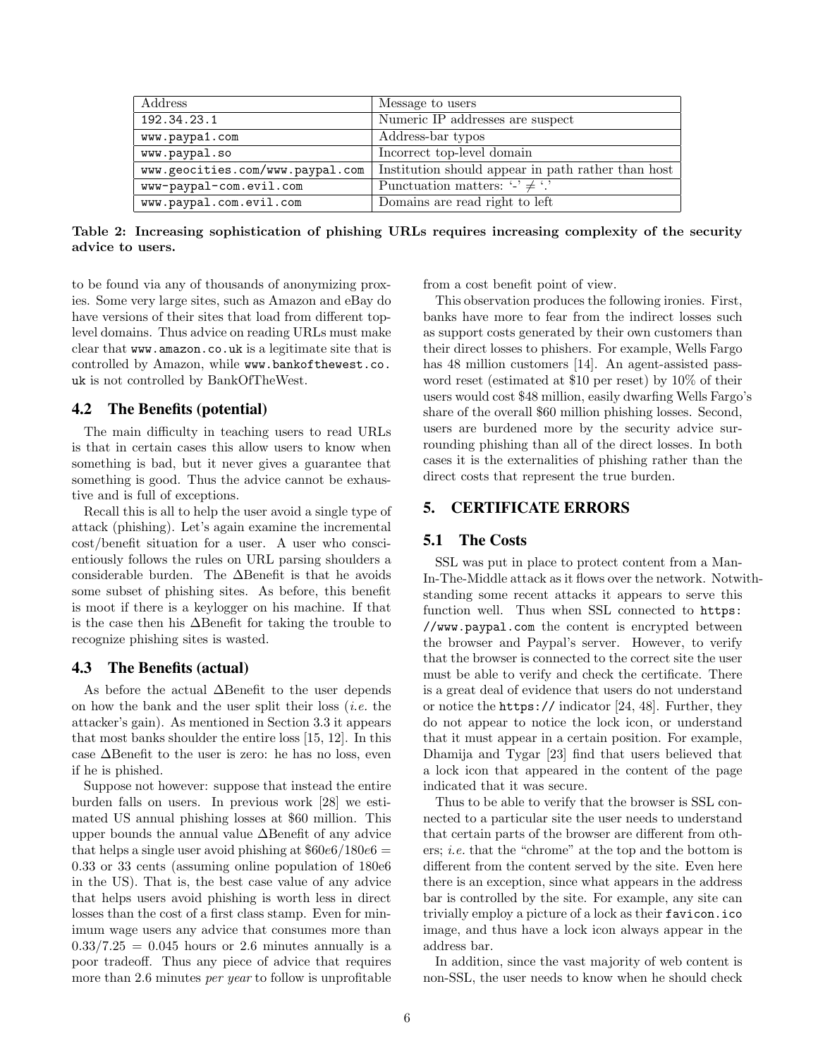| Address | Message to users |
| --- | --- |
| `192.34.23.1` | Numeric IP addresses are suspect |
| `www.paypa1.com` | Address-bar typos |
| `www.paypal.so` | Incorrect top-level domain |
| `www.geocities.com/www.paypal.com` | Institution should appear in path rather than host |
| `www-paypal-com.evil.com` | Punctuation matters: '-' $\neq$ '.' |
| `www.paypal.com.evil.com` | Domains are read right to left |

**Table 2: Increasing sophistication of phishing URLs requires increasing complexity of the security advice to users.**

to be found via any of thousands of anonymizing proxies. Some very large sites, such as Amazon and eBay do have versions of their sites that load from different top-level domains. Thus advice on reading URLs must make clear that `www.amazon.co.uk` is a legitimate site that is controlled by Amazon, while `www.bankofthewest.co.uk` is not controlled by BankOfTheWest.

### 4.2 The Benefits (potential)

The main difficulty in teaching users to read URLs is that in certain cases this allow users to know when something is bad, but it never gives a guarantee that something is good. Thus the advice cannot be exhaustive and is full of exceptions.

Recall this is all to help the user avoid a single type of attack (phishing). Let's again examine the incremental cost/benefit situation for a user. A user who conscientiously follows the rules on URL parsing shoulders a considerable burden. The $\Delta$Benefit is that he avoids some subset of phishing sites. As before, this benefit is moot if there is a keylogger on his machine. If that is the case then his $\Delta$Benefit for taking the trouble to recognize phishing sites is wasted.

### 4.3 The Benefits (actual)

As before the actual $\Delta$Benefit to the user depends on how the bank and the user split their loss (*i.e.* the attacker's gain). As mentioned in Section 3.3 it appears that most banks shoulder the entire loss [15, 12]. In this case $\Delta$Benefit to the user is zero: he has no loss, even if he is phished.

Suppose not however: suppose that instead the entire burden falls on users. In previous work [28] we estimated US annual phishing losses at \$60 million. This upper bounds the annual value $\Delta$Benefit of any advice that helps a single user avoid phishing at $\$60e6/180e6 = 0.33$ or 33 cents (assuming online population of 180e6 in the US). That is, the best case value of any advice that helps users avoid phishing is worth less in direct losses than the cost of a first class stamp. Even for minimum wage users any advice that consumes more than $0.33/7.25 = 0.045$ hours or 2.6 minutes annually is a poor tradeoff. Thus any piece of advice that requires more than 2.6 minutes *per year* to follow is unprofitable from a cost benefit point of view.

This observation produces the following ironies. First, banks have more to fear from the indirect losses such as support costs generated by their own customers than their direct losses to phishers. For example, Wells Fargo has 48 million customers [14]. An agent-assisted password reset (estimated at \$10 per reset) by 10% of their users would cost \$48 million, easily dwarfing Wells Fargo's share of the overall \$60 million phishing losses. Second, users are burdened more by the security advice surrounding phishing than all of the direct losses. In both cases it is the externalities of phishing rather than the direct costs that represent the true burden.

## 5. CERTIFICATE ERRORS

### 5.1 The Costs

SSL was put in place to protect content from a Man-In-The-Middle attack as it flows over the network. Notwithstanding some recent attacks it appears to serve this function well. Thus when SSL connected to `https://www.paypal.com` the content is encrypted between the browser and Paypal's server. However, to verify that the browser is connected to the correct site the user must be able to verify and check the certificate. There is a great deal of evidence that users do not understand or notice the `https://` indicator [24, 48]. Further, they do not appear to notice the lock icon, or understand that it must appear in a certain position. For example, Dhamija and Tygar [23] find that users believed that a lock icon that appeared in the content of the page indicated that it was secure.

Thus to be able to verify that the browser is SSL connected to a particular site the user needs to understand that certain parts of the browser are different from others; *i.e.* that the "chrome" at the top and the bottom is different from the content served by the site. Even here there is an exception, since what appears in the address bar is controlled by the site. For example, any site can trivially employ a picture of a lock as their `favicon.ico` image, and thus have a lock icon always appear in the address bar.

In addition, since the vast majority of web content is non-SSL, the user needs to know when he should check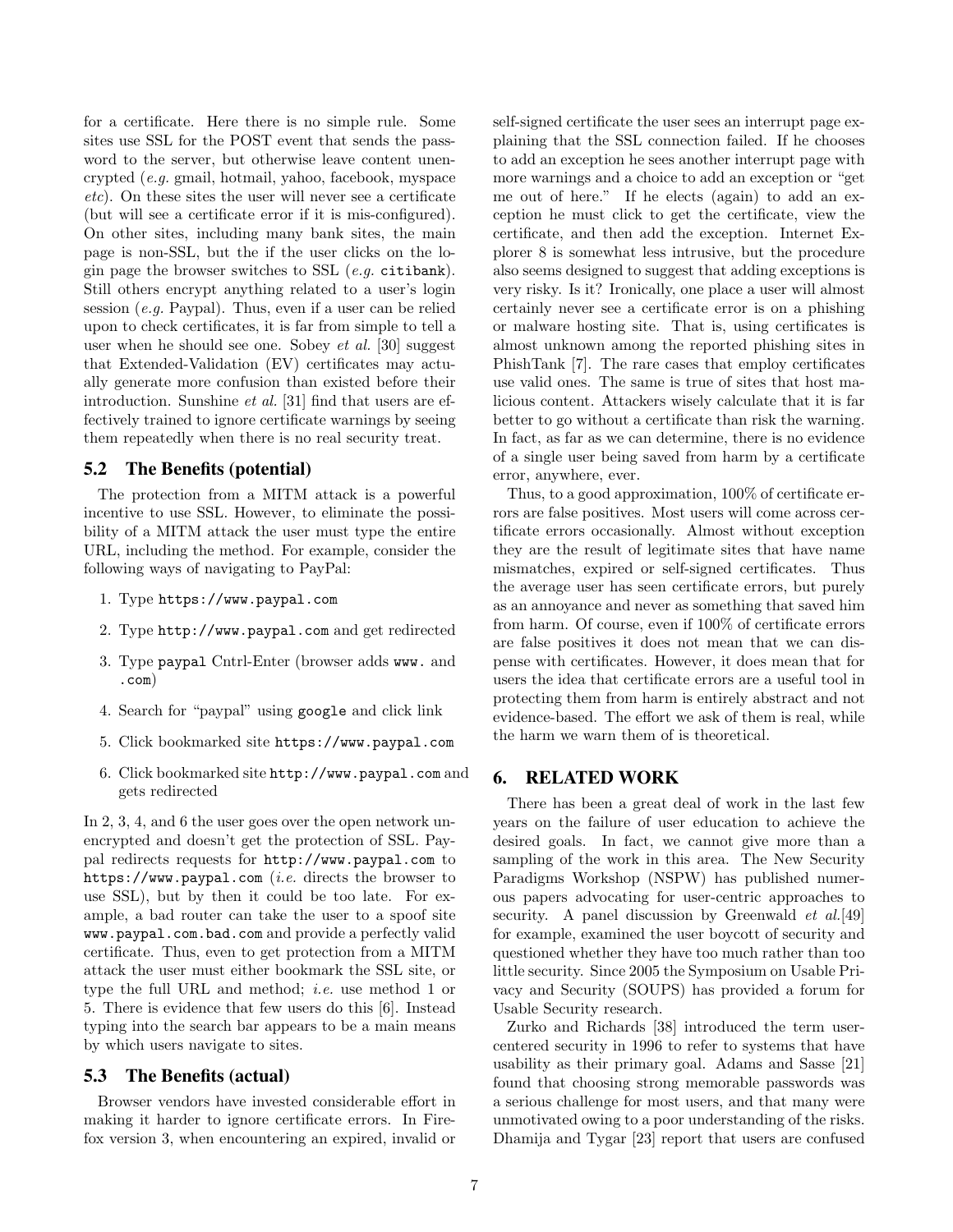for a certificate. Here there is no simple rule. Some sites use SSL for the POST event that sends the password to the server, but otherwise leave content unencrypted (*e.g.* gmail, hotmail, yahoo, facebook, myspace *etc*). On these sites the user will never see a certificate (but will see a certificate error if it is mis-configured). On other sites, including many bank sites, the main page is non-SSL, but the if the user clicks on the login page the browser switches to SSL (*e.g.* `citibank`). Still others encrypt anything related to a user's login session (*e.g.* Paypal). Thus, even if a user can be relied upon to check certificates, it is far from simple to tell a user when he should see one. Sobey *et al.* [30] suggest that Extended-Validation (EV) certificates may actually generate more confusion than existed before their introduction. Sunshine *et al.* [31] find that users are effectively trained to ignore certificate warnings by seeing them repeatedly when there is no real security treat.

### 5.2 The Benefits (potential)

The protection from a MITM attack is a powerful incentive to use SSL. However, to eliminate the possibility of a MITM attack the user must type the entire URL, including the method. For example, consider the following ways of navigating to PayPal:

1. Type `https://www.paypal.com`
2. Type `http://www.paypal.com` and get redirected
3. Type `paypal` Cntrl-Enter (browser adds `www.` and `.com`)
4. Search for "paypal" using `google` and click link
5. Click bookmarked site `https://www.paypal.com`
6. Click bookmarked site `http://www.paypal.com` and gets redirected

In 2, 3, 4, and 6 the user goes over the open network unencrypted and doesn't get the protection of SSL. Paypal redirects requests for `http://www.paypal.com` to `https://www.paypal.com` (*i.e.* directs the browser to use SSL), but by then it could be too late. For example, a bad router can take the user to a spoof site `www.paypal.com.bad.com` and provide a perfectly valid certificate. Thus, even to get protection from a MITM attack the user must either bookmark the SSL site, or type the full URL and method; *i.e.* use method 1 or 5. There is evidence that few users do this [6]. Instead typing into the search bar appears to be a main means by which users navigate to sites.

### 5.3 The Benefits (actual)

Browser vendors have invested considerable effort in making it harder to ignore certificate errors. In Firefox version 3, when encountering an expired, invalid or self-signed certificate the user sees an interrupt page explaining that the SSL connection failed. If he chooses to add an exception he sees another interrupt page with more warnings and a choice to add an exception or "get me out of here." If he elects (again) to add an exception he must click to get the certificate, view the certificate, and then add the exception. Internet Explorer 8 is somewhat less intrusive, but the procedure also seems designed to suggest that adding exceptions is very risky. Is it? Ironically, one place a user will almost certainly never see a certificate error is on a phishing or malware hosting site. That is, using certificates is almost unknown among the reported phishing sites in PhishTank [7]. The rare cases that employ certificates use valid ones. The same is true of sites that host malicious content. Attackers wisely calculate that it is far better to go without a certificate than risk the warning. In fact, as far as we can determine, there is no evidence of a single user being saved from harm by a certificate error, anywhere, ever.

Thus, to a good approximation, 100% of certificate errors are false positives. Most users will come across certificate errors occasionally. Almost without exception they are the result of legitimate sites that have name mismatches, expired or self-signed certificates. Thus the average user has seen certificate errors, but purely as an annoyance and never as something that saved him from harm. Of course, even if 100% of certificate errors are false positives it does not mean that we can dispense with certificates. However, it does mean that for users the idea that certificate errors are a useful tool in protecting them from harm is entirely abstract and not evidence-based. The effort we ask of them is real, while the harm we warn them of is theoretical.

## 6. RELATED WORK

There has been a great deal of work in the last few years on the failure of user education to achieve the desired goals. In fact, we cannot give more than a sampling of the work in this area. The New Security Paradigms Workshop (NSPW) has published numerous papers advocating for user-centric approaches to security. A panel discussion by Greenwald *et al.*[49] for example, examined the user boycott of security and questioned whether they have too much rather than too little security. Since 2005 the Symposium on Usable Privacy and Security (SOUPS) has provided a forum for Usable Security research.

Zurko and Richards [38] introduced the term user-centered security in 1996 to refer to systems that have usability as their primary goal. Adams and Sasse [21] found that choosing strong memorable passwords was a serious challenge for most users, and that many were unmotivated owing to a poor understanding of the risks. Dhamija and Tygar [23] report that users are confused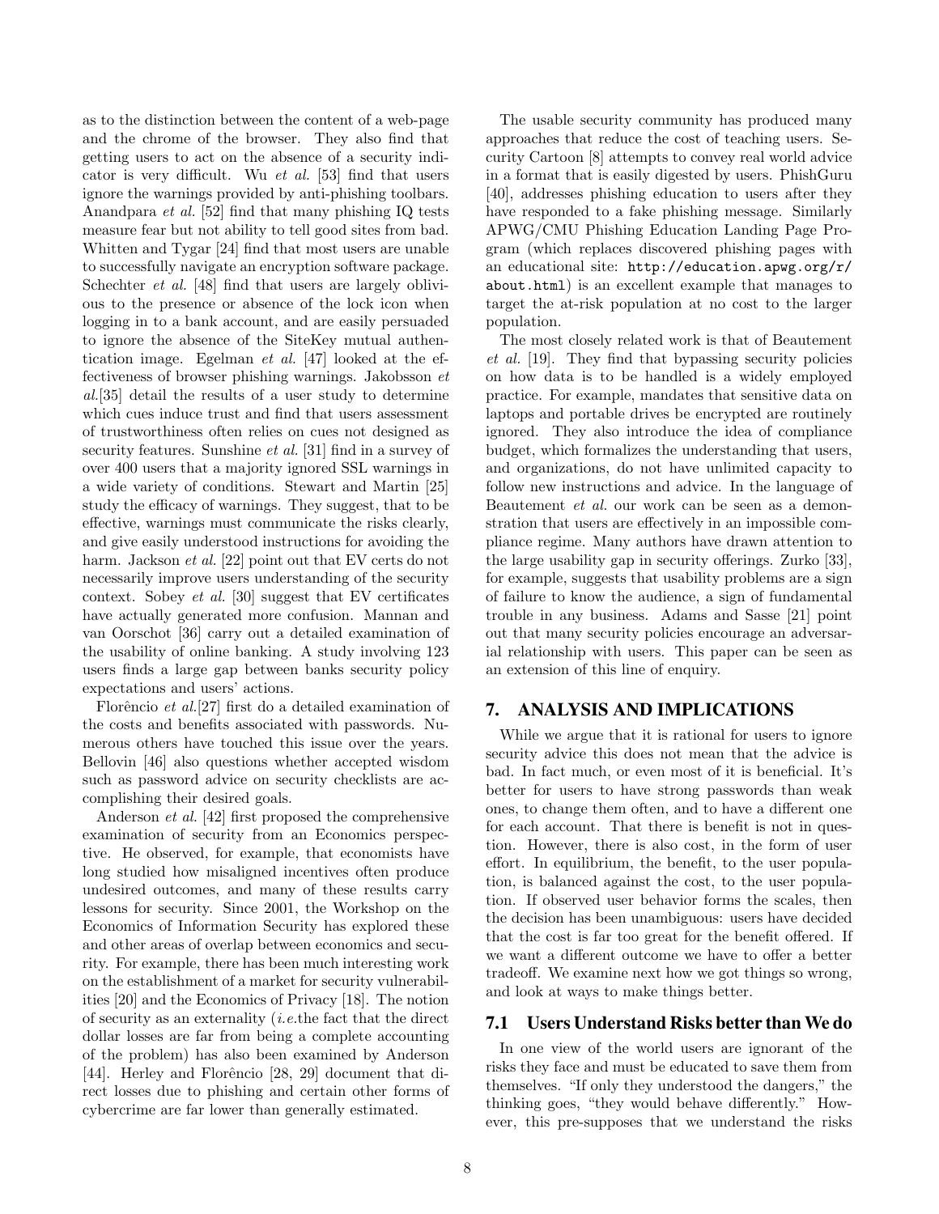as to the distinction between the content of a web-page and the chrome of the browser. They also find that getting users to act on the absence of a security indicator is very difficult. Wu *et al.* [53] find that users ignore the warnings provided by anti-phishing toolbars. Anandpara *et al.* [52] find that many phishing IQ tests measure fear but not ability to tell good sites from bad. Whitten and Tygar [24] find that most users are unable to successfully navigate an encryption software package. Schechter *et al.* [48] find that users are largely oblivious to the presence or absence of the lock icon when logging in to a bank account, and are easily persuaded to ignore the absence of the SiteKey mutual authentication image. Egelman *et al.* [47] looked at the effectiveness of browser phishing warnings. Jakobsson *et al.*[35] detail the results of a user study to determine which cues induce trust and find that users assessment of trustworthiness often relies on cues not designed as security features. Sunshine *et al.* [31] find in a survey of over 400 users that a majority ignored SSL warnings in a wide variety of conditions. Stewart and Martin [25] study the efficacy of warnings. They suggest, that to be effective, warnings must communicate the risks clearly, and give easily understood instructions for avoiding the harm. Jackson *et al.* [22] point out that EV certs do not necessarily improve users understanding of the security context. Sobey *et al.* [30] suggest that EV certificates have actually generated more confusion. Mannan and van Oorschot [36] carry out a detailed examination of the usability of online banking. A study involving 123 users finds a large gap between banks security policy expectations and users' actions.

Florêncio *et al.*[27] first do a detailed examination of the costs and benefits associated with passwords. Numerous others have touched this issue over the years. Bellovin [46] also questions whether accepted wisdom such as password advice on security checklists are accomplishing their desired goals.

Anderson *et al.* [42] first proposed the comprehensive examination of security from an Economics perspective. He observed, for example, that economists have long studied how misaligned incentives often produce undesired outcomes, and many of these results carry lessons for security. Since 2001, the Workshop on the Economics of Information Security has explored these and other areas of overlap between economics and security. For example, there has been much interesting work on the establishment of a market for security vulnerabilities [20] and the Economics of Privacy [18]. The notion of security as an externality (*i.e.*the fact that the direct dollar losses are far from being a complete accounting of the problem) has also been examined by Anderson [44]. Herley and Florêncio [28, 29] document that direct losses due to phishing and certain other forms of cybercrime are far lower than generally estimated.

The usable security community has produced many approaches that reduce the cost of teaching users. Security Cartoon [8] attempts to convey real world advice in a format that is easily digested by users. PhishGuru [40], addresses phishing education to users after they have responded to a fake phishing message. Similarly APWG/CMU Phishing Education Landing Page Program (which replaces discovered phishing pages with an educational site: `http://education.apwg.org/r/about.html`) is an excellent example that manages to target the at-risk population at no cost to the larger population.

The most closely related work is that of Beautement *et al.* [19]. They find that bypassing security policies on how data is to be handled is a widely employed practice. For example, mandates that sensitive data on laptops and portable drives be encrypted are routinely ignored. They also introduce the idea of compliance budget, which formalizes the understanding that users, and organizations, do not have unlimited capacity to follow new instructions and advice. In the language of Beautement *et al.* our work can be seen as a demonstration that users are effectively in an impossible compliance regime. Many authors have drawn attention to the large usability gap in security offerings. Zurko [33], for example, suggests that usability problems are a sign of failure to know the audience, a sign of fundamental trouble in any business. Adams and Sasse [21] point out that many security policies encourage an adversarial relationship with users. This paper can be seen as an extension of this line of enquiry.

## 7. ANALYSIS AND IMPLICATIONS

While we argue that it is rational for users to ignore security advice this does not mean that the advice is bad. In fact much, or even most of it is beneficial. It's better for users to have strong passwords than weak ones, to change them often, and to have a different one for each account. That there is benefit is not in question. However, there is also cost, in the form of user effort. In equilibrium, the benefit, to the user population, is balanced against the cost, to the user population. If observed user behavior forms the scales, then the decision has been unambiguous: users have decided that the cost is far too great for the benefit offered. If we want a different outcome we have to offer a better tradeoff. We examine next how we got things so wrong, and look at ways to make things better.

### 7.1 Users Understand Risks better than We do

In one view of the world users are ignorant of the risks they face and must be educated to save them from themselves. "If only they understood the dangers," the thinking goes, "they would behave differently." However, this pre-supposes that we understand the risks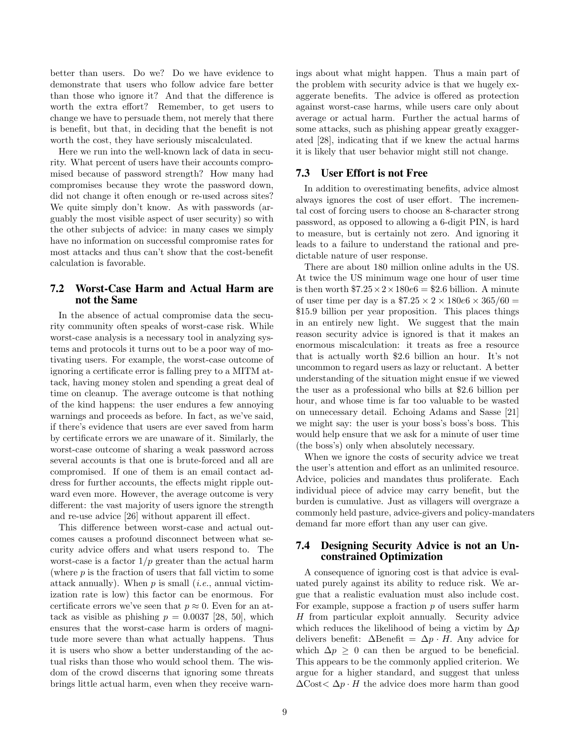better than users. Do we? Do we have evidence to demonstrate that users who follow advice fare better than those who ignore it? And that the difference is worth the extra effort? Remember, to get users to change we have to persuade them, not merely that there is benefit, but that, in deciding that the benefit is not worth the cost, they have seriously miscalculated.

Here we run into the well-known lack of data in security. What percent of users have their accounts compromised because of password strength? How many had compromises because they wrote the password down, did not change it often enough or re-used across sites? We quite simply don't know. As with passwords (arguably the most visible aspect of user security) so with the other subjects of advice: in many cases we simply have no information on successful compromise rates for most attacks and thus can't show that the cost-benefit calculation is favorable.

### 7.2 Worst-Case Harm and Actual Harm are not the Same

In the absence of actual compromise data the security community often speaks of worst-case risk. While worst-case analysis is a necessary tool in analyzing systems and protocols it turns out to be a poor way of motivating users. For example, the worst-case outcome of ignoring a certificate error is falling prey to a MITM attack, having money stolen and spending a great deal of time on cleanup. The average outcome is that nothing of the kind happens: the user endures a few annoying warnings and proceeds as before. In fact, as we've said, if there's evidence that users are ever saved from harm by certificate errors we are unaware of it. Similarly, the worst-case outcome of sharing a weak password across several accounts is that one is brute-forced and all are compromised. If one of them is an email contact address for further accounts, the effects might ripple outward even more. However, the average outcome is very different: the vast majority of users ignore the strength and re-use advice [26] without apparent ill effect.

This difference between worst-case and actual outcomes causes a profound disconnect between what security advice offers and what users respond to. The worst-case is a factor $1/p$ greater than the actual harm (where $p$ is the fraction of users that fall victim to some attack annually). When $p$ is small (*i.e.*, annual victimization rate is low) this factor can be enormous. For certificate errors we've seen that $p \approx 0$. Even for an attack as visible as phishing $p = 0.0037$ [28, 50], which ensures that the worst-case harm is orders of magnitude more severe than what actually happens. Thus it is users who show a better understanding of the actual risks than those who would school them. The wisdom of the crowd discerns that ignoring some threats brings little actual harm, even when they receive warnings about what might happen. Thus a main part of the problem with security advice is that we hugely exaggerate benefits. The advice is offered as protection against worst-case harms, while users care only about average or actual harm. Further the actual harms of some attacks, such as phishing appear greatly exaggerated [28], indicating that if we knew the actual harms it is likely that user behavior might still not change.

### 7.3 User Effort is not Free

In addition to overestimating benefits, advice almost always ignores the cost of user effort. The incremental cost of forcing users to choose an 8-character strong password, as opposed to allowing a 6-digit PIN, is hard to measure, but is certainly not zero. And ignoring it leads to a failure to understand the rational and predictable nature of user response.

There are about 180 million online adults in the US. At twice the US minimum wage one hour of user time is then worth $\$7.25 \times 2 \times 180e6 =$ \$2.6 billion. A minute of user time per day is a $\$7.25 \times 2 \times 180e6 \times 365/60 =$ \$15.9 billion per year proposition. This places things in an entirely new light. We suggest that the main reason security advice is ignored is that it makes an enormous miscalculation: it treats as free a resource that is actually worth \$2.6 billion an hour. It's not uncommon to regard users as lazy or reluctant. A better understanding of the situation might ensue if we viewed the user as a professional who bills at \$2.6 billion per hour, and whose time is far too valuable to be wasted on unnecessary detail. Echoing Adams and Sasse [21] we might say: the user is your boss's boss's boss. This would help ensure that we ask for a minute of user time (the boss's) only when absolutely necessary.

When we ignore the costs of security advice we treat the user's attention and effort as an unlimited resource. Advice, policies and mandates thus proliferate. Each individual piece of advice may carry benefit, but the burden is cumulative. Just as villagers will overgraze a commonly held pasture, advice-givers and policy-mandaters demand far more effort than any user can give.

### 7.4 Designing Security Advice is not an Unconstrained Optimization

A consequence of ignoring cost is that advice is evaluated purely against its ability to reduce risk. We argue that a realistic evaluation must also include cost. For example, suppose a fraction $p$ of users suffer harm $H$ from particular exploit annually. Security advice which reduces the likelihood of being a victim by $\Delta p$ delivers benefit: $\Delta\text{Benefit} = \Delta p \cdot H$. Any advice for which $\Delta p \geq 0$ can then be argued to be beneficial. This appears to be the commonly applied criterion. We argue for a higher standard, and suggest that unless $\Delta\text{Cost} < \Delta p \cdot H$ the advice does more harm than good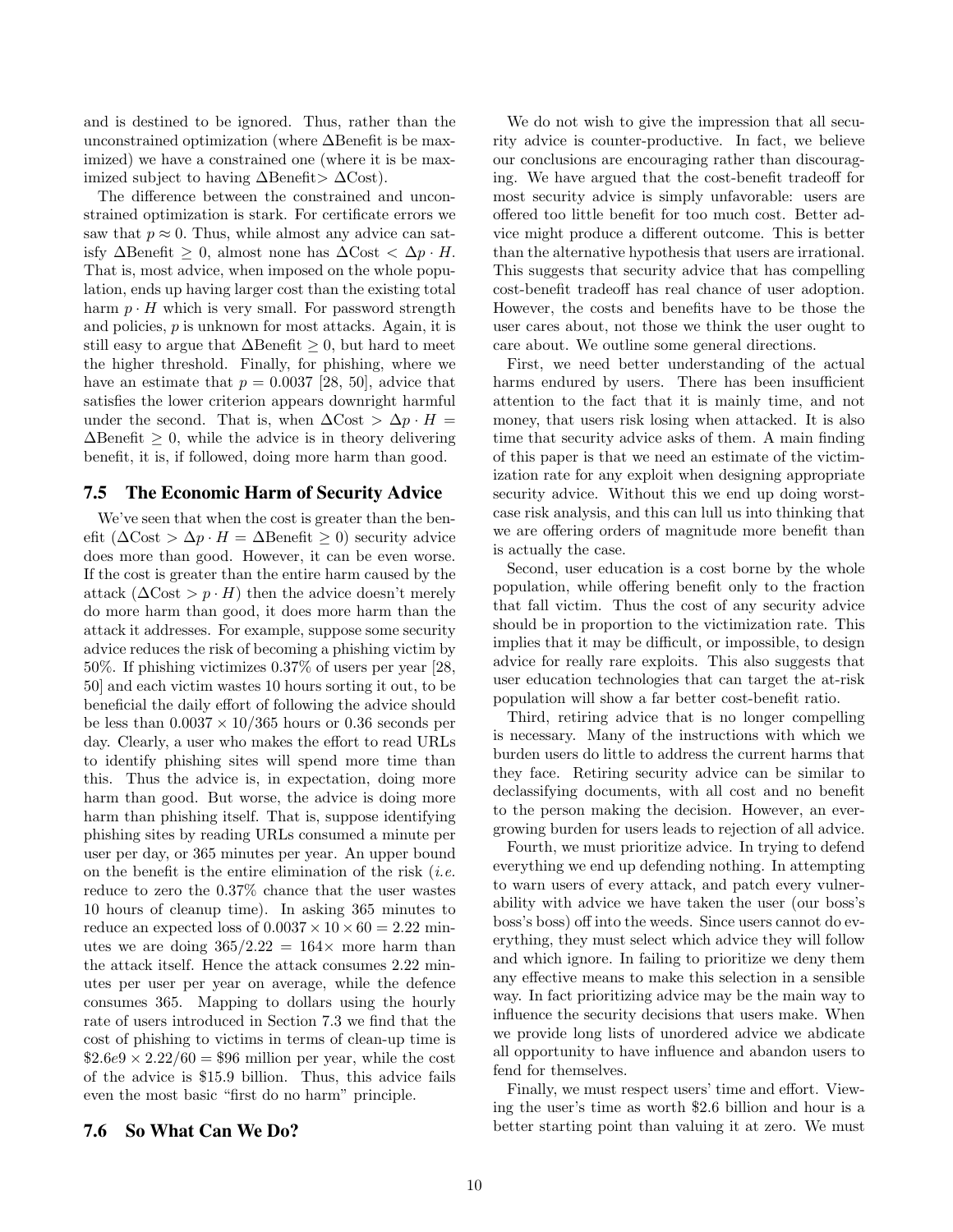and is destined to be ignored. Thus, rather than the unconstrained optimization (where ΔBenefit is be maximized) we have a constrained one (where it is be maximized subject to having ΔBenefit> ΔCost).

The difference between the constrained and unconstrained optimization is stark. For certificate errors we saw that $p \approx 0$. Thus, while almost any advice can satisfy $\Delta\text{Benefit} \geq 0$, almost none has $\Delta\text{Cost} < \Delta p \cdot H$. That is, most advice, when imposed on the whole population, ends up having larger cost than the existing total harm $p \cdot H$ which is very small. For password strength and policies, $p$ is unknown for most attacks. Again, it is still easy to argue that $\Delta\text{Benefit} \geq 0$, but hard to meet the higher threshold. Finally, for phishing, where we have an estimate that $p = 0.0037$ [28, 50], advice that satisfies the lower criterion appears downright harmful under the second. That is, when $\Delta\text{Cost} > \Delta p \cdot H = \Delta\text{Benefit} \geq 0$, while the advice is in theory delivering benefit, it is, if followed, doing more harm than good.

### 7.5 The Economic Harm of Security Advice

We've seen that when the cost is greater than the benefit ($\Delta\text{Cost} > \Delta p \cdot H = \Delta\text{Benefit} \geq 0$) security advice does more than good. However, it can be even worse. If the cost is greater than the entire harm caused by the attack ($\Delta\text{Cost} > p \cdot H$) then the advice doesn't merely do more harm than good, it does more harm than the attack it addresses. For example, suppose some security advice reduces the risk of becoming a phishing victim by 50%. If phishing victimizes 0.37% of users per year [28, 50] and each victim wastes 10 hours sorting it out, to be beneficial the daily effort of following the advice should be less than $0.0037 \times 10/365$ hours or 0.36 seconds per day. Clearly, a user who makes the effort to read URLs to identify phishing sites will spend more time than this. Thus the advice is, in expectation, doing more harm than good. But worse, the advice is doing more harm than phishing itself. That is, suppose identifying phishing sites by reading URLs consumed a minute per user per day, or 365 minutes per year. An upper bound on the benefit is the entire elimination of the risk (*i.e.* reduce to zero the 0.37% chance that the user wastes 10 hours of cleanup time). In asking 365 minutes to reduce an expected loss of $0.0037 \times 10 \times 60 = 2.22$ minutes we are doing $365/2.22 = 164\times$ more harm than the attack itself. Hence the attack consumes 2.22 minutes per user per year on average, while the defence consumes 365. Mapping to dollars using the hourly rate of users introduced in Section 7.3 we find that the cost of phishing to victims in terms of clean-up time is $\$2.6e9 \times 2.22/60 = \$96$ million per year, while the cost of the advice is \$15.9 billion. Thus, this advice fails even the most basic "first do no harm" principle.

### 7.6 So What Can We Do?

We do not wish to give the impression that all security advice is counter-productive. In fact, we believe our conclusions are encouraging rather than discouraging. We have argued that the cost-benefit tradeoff for most security advice is simply unfavorable: users are offered too little benefit for too much cost. Better advice might produce a different outcome. This is better than the alternative hypothesis that users are irrational. This suggests that security advice that has compelling cost-benefit tradeoff has real chance of user adoption. However, the costs and benefits have to be those the user cares about, not those we think the user ought to care about. We outline some general directions.

First, we need better understanding of the actual harms endured by users. There has been insufficient attention to the fact that it is mainly time, and not money, that users risk losing when attacked. It is also time that security advice asks of them. A main finding of this paper is that we need an estimate of the victimization rate for any exploit when designing appropriate security advice. Without this we end up doing worst-case risk analysis, and this can lull us into thinking that we are offering orders of magnitude more benefit than is actually the case.

Second, user education is a cost borne by the whole population, while offering benefit only to the fraction that fall victim. Thus the cost of any security advice should be in proportion to the victimization rate. This implies that it may be difficult, or impossible, to design advice for really rare exploits. This also suggests that user education technologies that can target the at-risk population will show a far better cost-benefit ratio.

Third, retiring advice that is no longer compelling is necessary. Many of the instructions with which we burden users do little to address the current harms that they face. Retiring security advice can be similar to declassifying documents, with all cost and no benefit to the person making the decision. However, an ever-growing burden for users leads to rejection of all advice.

Fourth, we must prioritize advice. In trying to defend everything we end up defending nothing. In attempting to warn users of every attack, and patch every vulnerability with advice we have taken the user (our boss's boss's boss) off into the weeds. Since users cannot do everything, they must select which advice they will follow and which ignore. In failing to prioritize we deny them any effective means to make this selection in a sensible way. In fact prioritizing advice may be the main way to influence the security decisions that users make. When we provide long lists of unordered advice we abdicate all opportunity to have influence and abandon users to fend for themselves.

Finally, we must respect users' time and effort. Viewing the user's time as worth \$2.6 billion and hour is a better starting point than valuing it at zero. We must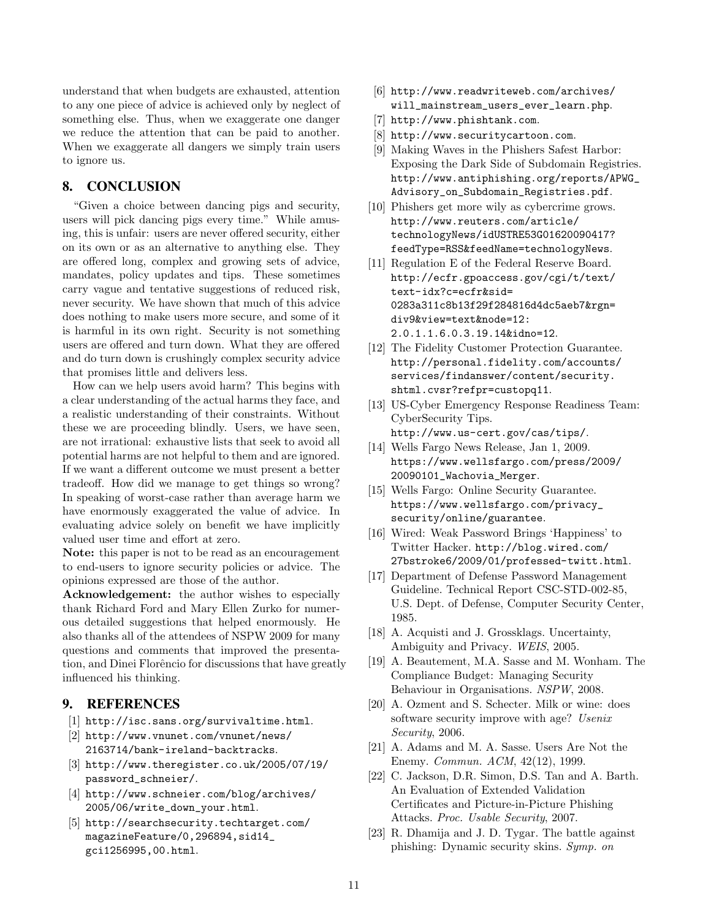understand that when budgets are exhausted, attention to any one piece of advice is achieved only by neglect of something else. Thus, when we exaggerate one danger we reduce the attention that can be paid to another. When we exaggerate all dangers we simply train users to ignore us.

## 8. CONCLUSION

"Given a choice between dancing pigs and security, users will pick dancing pigs every time." While amusing, this is unfair: users are never offered security, either on its own or as an alternative to anything else. They are offered long, complex and growing sets of advice, mandates, policy updates and tips. These sometimes carry vague and tentative suggestions of reduced risk, never security. We have shown that much of this advice does nothing to make users more secure, and some of it is harmful in its own right. Security is not something users are offered and turn down. What they are offered and do turn down is crushingly complex security advice that promises little and delivers less.

How can we help users avoid harm? This begins with a clear understanding of the actual harms they face, and a realistic understanding of their constraints. Without these we are proceeding blindly. Users, we have seen, are not irrational: exhaustive lists that seek to avoid all potential harms are not helpful to them and are ignored. If we want a different outcome we must present a better tradeoff. How did we manage to get things so wrong? In speaking of worst-case rather than average harm we have enormously exaggerated the value of advice. In evaluating advice solely on benefit we have implicitly valued user time and effort at zero.

**Note:** this paper is not to be read as an encouragement to end-users to ignore security policies or advice. The opinions expressed are those of the author.

**Acknowledgement:** the author wishes to especially thank Richard Ford and Mary Ellen Zurko for numerous detailed suggestions that helped enormously. He also thanks all of the attendees of NSPW 2009 for many questions and comments that improved the presentation, and Dinei Florêncio for discussions that have greatly influenced his thinking.

## 9. REFERENCES

[1] http://isc.sans.org/survivaltime.html.

[2] http://www.vnunet.com/vnunet/news/2163714/bank-ireland-backtracks.

[3] http://www.theregister.co.uk/2005/07/19/password_schneier/.

[4] http://www.schneier.com/blog/archives/2005/06/write_down_your.html.

[5] http://searchsecurity.techtarget.com/magazineFeature/0,296894,sid14_gci1256995,00.html.

[6] http://www.readwriteweb.com/archives/will_mainstream_users_ever_learn.php.

[7] http://www.phishtank.com.

[8] http://www.securitycartoon.com.

[9] Making Waves in the Phishers Safest Harbor: Exposing the Dark Side of Subdomain Registries. http://www.antiphishing.org/reports/APWG_Advisory_on_Subdomain_Registries.pdf.

[10] Phishers get more wily as cybercrime grows. http://www.reuters.com/article/technologyNews/idUSTRE53G01620090417?feedType=RSS&feedName=technologyNews.

[11] Regulation E of the Federal Reserve Board. http://ecfr.gpoaccess.gov/cgi/t/text/text-idx?c=ecfr&sid=0283a311c8b13f29f284816d4dc5aeb7&rgn=div9&view=text&node=12:2.0.1.1.6.0.3.19.14&idno=12.

[12] The Fidelity Customer Protection Guarantee. http://personal.fidelity.com/accounts/services/findanswer/content/security.shtml.cvsr?refpr=custopq11.

[13] US-Cyber Emergency Response Readiness Team: CyberSecurity Tips. http://www.us-cert.gov/cas/tips/.

[14] Wells Fargo News Release, Jan 1, 2009. https://www.wellsfargo.com/press/2009/20090101_Wachovia_Merger.

[15] Wells Fargo: Online Security Guarantee. https://www.wellsfargo.com/privacy_security/online/guarantee.

[16] Wired: Weak Password Brings 'Happiness' to Twitter Hacker. http://blog.wired.com/27bstroke6/2009/01/professed-twitt.html.

[17] Department of Defense Password Management Guideline. Technical Report CSC-STD-002-85, U.S. Dept. of Defense, Computer Security Center, 1985.

[18] A. Acquisti and J. Grossklags. Uncertainty, Ambiguity and Privacy. *WEIS*, 2005.

[19] A. Beautement, M.A. Sasse and M. Wonham. The Compliance Budget: Managing Security Behaviour in Organisations. *NSPW*, 2008.

[20] A. Ozment and S. Schecter. Milk or wine: does software security improve with age? *Usenix Security*, 2006.

[21] A. Adams and M. A. Sasse. Users Are Not the Enemy. *Commun. ACM*, 42(12), 1999.

[22] C. Jackson, D.R. Simon, D.S. Tan and A. Barth. An Evaluation of Extended Validation Certificates and Picture-in-Picture Phishing Attacks. *Proc. Usable Security*, 2007.

[23] R. Dhamija and J. D. Tygar. The battle against phishing: Dynamic security skins. *Symp. on*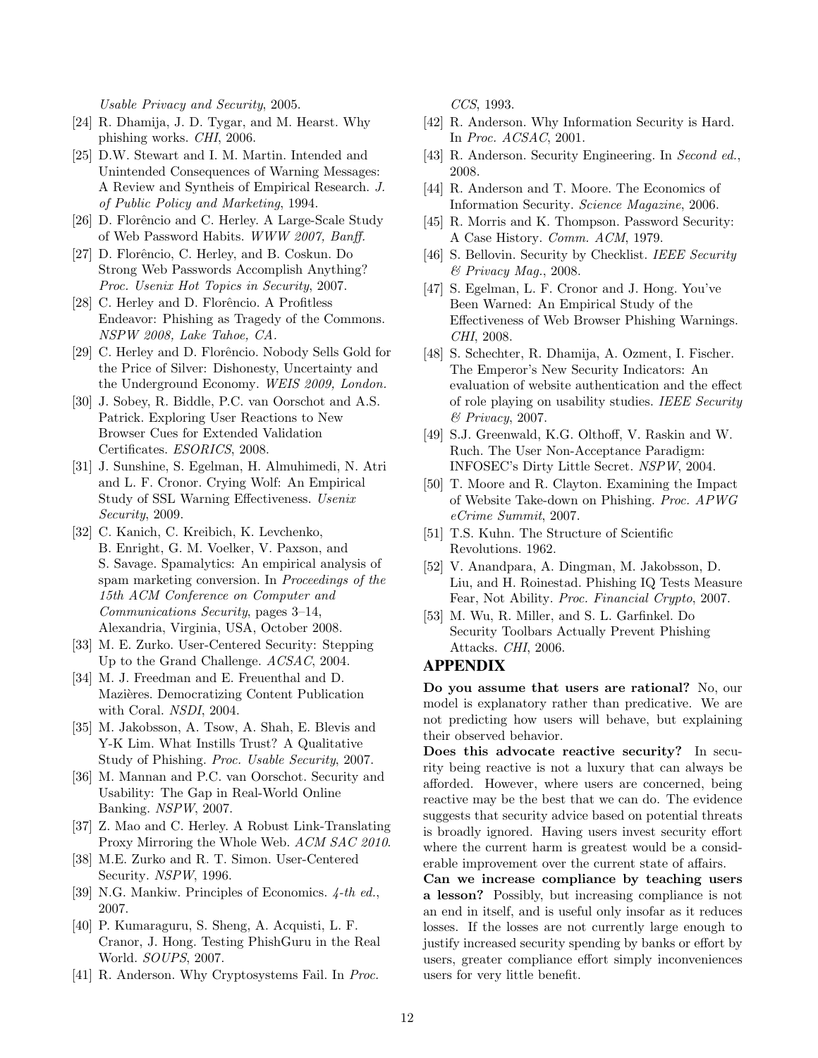*Usable Privacy and Security*, 2005.

[24] R. Dhamija, J. D. Tygar, and M. Hearst. Why phishing works. *CHI*, 2006.

[25] D.W. Stewart and I. M. Martin. Intended and Unintended Consequences of Warning Messages: A Review and Syntheis of Empirical Research. *J. of Public Policy and Marketing*, 1994.

[26] D. Florêncio and C. Herley. A Large-Scale Study of Web Password Habits. *WWW 2007, Banff.*

[27] D. Florêncio, C. Herley, and B. Coskun. Do Strong Web Passwords Accomplish Anything? *Proc. Usenix Hot Topics in Security*, 2007.

[28] C. Herley and D. Florêncio. A Profitless Endeavor: Phishing as Tragedy of the Commons. *NSPW 2008, Lake Tahoe, CA.*

[29] C. Herley and D. Florêncio. Nobody Sells Gold for the Price of Silver: Dishonesty, Uncertainty and the Underground Economy. *WEIS 2009, London.*

[30] J. Sobey, R. Biddle, P.C. van Oorschot and A.S. Patrick. Exploring User Reactions to New Browser Cues for Extended Validation Certificates. *ESORICS*, 2008.

[31] J. Sunshine, S. Egelman, H. Almuhimedi, N. Atri and L. F. Cronor. Crying Wolf: An Empirical Study of SSL Warning Effectiveness. *Usenix Security*, 2009.

[32] C. Kanich, C. Kreibich, K. Levchenko, B. Enright, G. M. Voelker, V. Paxson, and S. Savage. Spamalytics: An empirical analysis of spam marketing conversion. In *Proceedings of the 15th ACM Conference on Computer and Communications Security*, pages 3–14, Alexandria, Virginia, USA, October 2008.

[33] M. E. Zurko. User-Centered Security: Stepping Up to the Grand Challenge. *ACSAC*, 2004.

[34] M. J. Freedman and E. Freuenthal and D. Mazières. Democratizing Content Publication with Coral. *NSDI*, 2004.

[35] M. Jakobsson, A. Tsow, A. Shah, E. Blevis and Y-K Lim. What Instills Trust? A Qualitative Study of Phishing. *Proc. Usable Security*, 2007.

[36] M. Mannan and P.C. van Oorschot. Security and Usability: The Gap in Real-World Online Banking. *NSPW*, 2007.

[37] Z. Mao and C. Herley. A Robust Link-Translating Proxy Mirroring the Whole Web. *ACM SAC 2010*.

[38] M.E. Zurko and R. T. Simon. User-Centered Security. *NSPW*, 1996.

[39] N.G. Mankiw. Principles of Economics. *4-th ed.*, 2007.

[40] P. Kumaraguru, S. Sheng, A. Acquisti, L. F. Cranor, J. Hong. Testing PhishGuru in the Real World. *SOUPS*, 2007.

[41] R. Anderson. Why Cryptosystems Fail. In *Proc. CCS*, 1993.

[42] R. Anderson. Why Information Security is Hard. In *Proc. ACSAC*, 2001.

[43] R. Anderson. Security Engineering. In *Second ed.*, 2008.

[44] R. Anderson and T. Moore. The Economics of Information Security. *Science Magazine*, 2006.

[45] R. Morris and K. Thompson. Password Security: A Case History. *Comm. ACM*, 1979.

[46] S. Bellovin. Security by Checklist. *IEEE Security & Privacy Mag.*, 2008.

[47] S. Egelman, L. F. Cronor and J. Hong. You've Been Warned: An Empirical Study of the Effectiveness of Web Browser Phishing Warnings. *CHI*, 2008.

[48] S. Schechter, R. Dhamija, A. Ozment, I. Fischer. The Emperor's New Security Indicators: An evaluation of website authentication and the effect of role playing on usability studies. *IEEE Security & Privacy*, 2007.

[49] S.J. Greenwald, K.G. Olthoff, V. Raskin and W. Ruch. The User Non-Acceptance Paradigm: INFOSEC's Dirty Little Secret. *NSPW*, 2004.

[50] T. Moore and R. Clayton. Examining the Impact of Website Take-down on Phishing. *Proc. APWG eCrime Summit*, 2007.

[51] T.S. Kuhn. The Structure of Scientific Revolutions. 1962.

[52] V. Anandpara, A. Dingman, M. Jakobsson, D. Liu, and H. Roinestad. Phishing IQ Tests Measure Fear, Not Ability. *Proc. Financial Crypto*, 2007.

[53] M. Wu, R. Miller, and S. L. Garfinkel. Do Security Toolbars Actually Prevent Phishing Attacks. *CHI*, 2006.

## APPENDIX

**Do you assume that users are rational?** No, our model is explanatory rather than predicative. We are not predicting how users will behave, but explaining their observed behavior.

**Does this advocate reactive security?** In security being reactive is not a luxury that can always be afforded. However, where users are concerned, being reactive may be the best that we can do. The evidence suggests that security advice based on potential threats is broadly ignored. Having users invest security effort where the current harm is greatest would be a considerable improvement over the current state of affairs.

**Can we increase compliance by teaching users a lesson?** Possibly, but increasing compliance is not an end in itself, and is useful only insofar as it reduces losses. If the losses are not currently large enough to justify increased security spending by banks or effort by users, greater compliance effort simply inconveniences users for very little benefit.